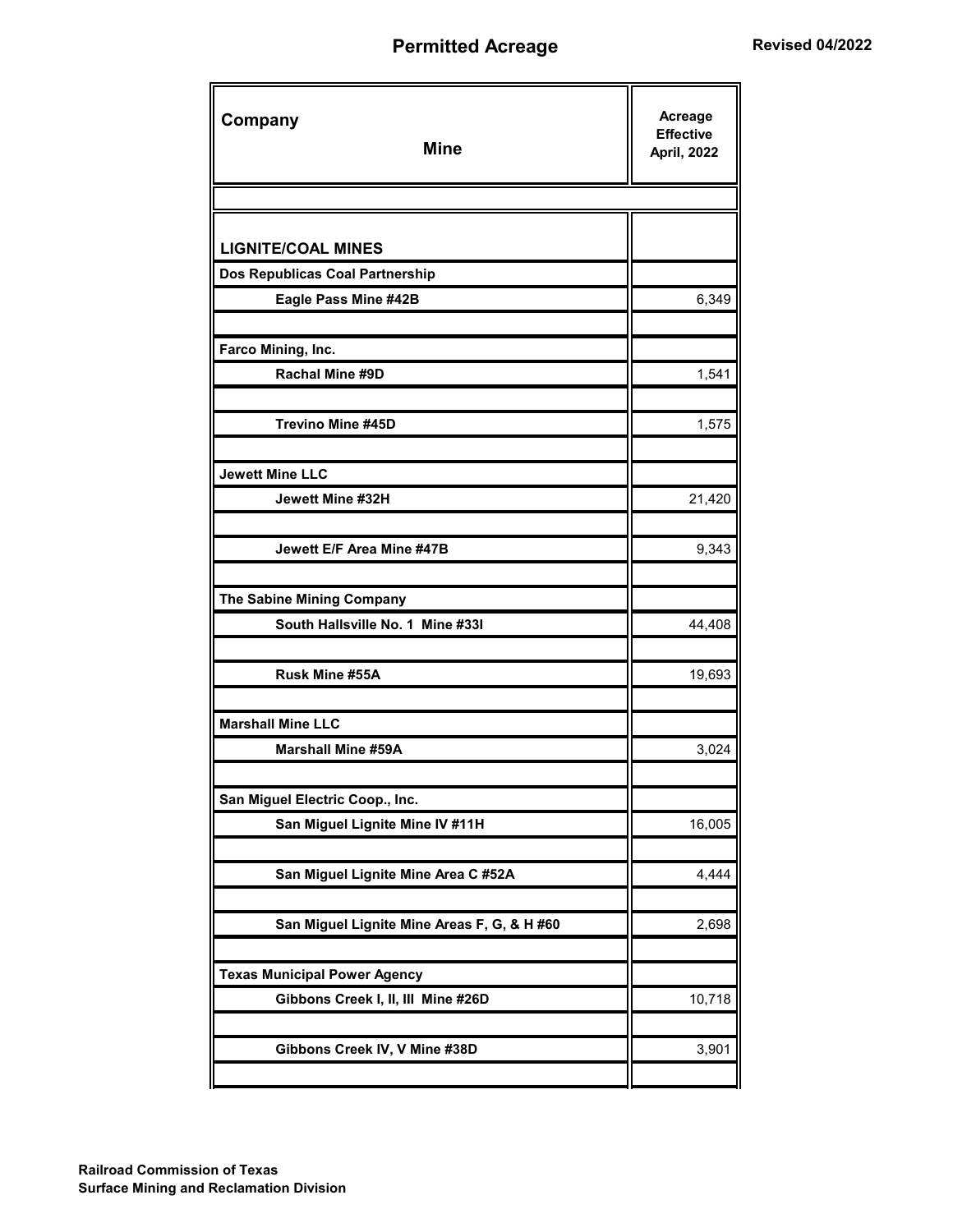# Permitted Acreage

**Revised 04/2022**

| Company / Mine | Acreage Effective April, 2022 |
|---|---|
| **LIGNITE/COAL MINES** | |
| **Dos Republicas Coal Partnership** | |
| **Eagle Pass Mine #42B** | 6,349 |
| **Farco Mining, Inc.** | |
| **Rachal Mine #9D** | 1,541 |
| **Trevino Mine #45D** | 1,575 |
| **Jewett Mine LLC** | |
| **Jewett Mine #32H** | 21,420 |
| **Jewett E/F Area Mine #47B** | 9,343 |
| **The Sabine Mining Company** | |
| **South Hallsville No. 1 Mine #33I** | 44,408 |
| **Rusk Mine #55A** | 19,693 |
| **Marshall Mine LLC** | |
| **Marshall Mine #59A** | 3,024 |
| **San Miguel Electric Coop., Inc.** | |
| **San Miguel Lignite Mine IV #11H** | 16,005 |
| **San Miguel Lignite Mine Area C #52A** | 4,444 |
| **San Miguel Lignite Mine Areas F, G, & H #60** | 2,698 |
| **Texas Municipal Power Agency** | |
| **Gibbons Creek I, II, III Mine #26D** | 10,718 |
| **Gibbons Creek IV, V Mine #38D** | 3,901 |

**Railroad Commission of Texas**
**Surface Mining and Reclamation Division**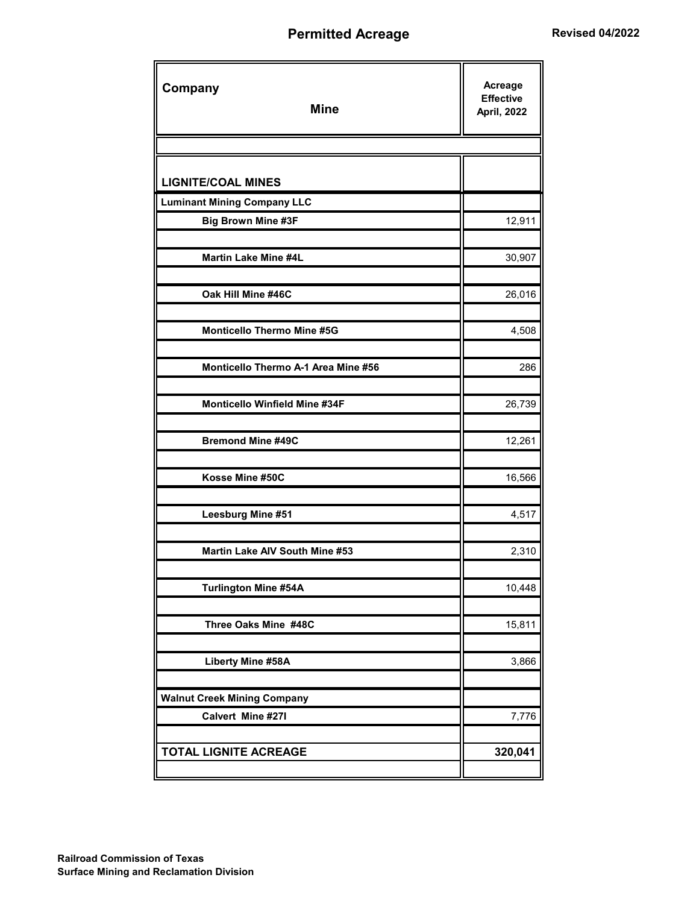# Permitted Acreage

**Revised 04/2022**

| Company / Mine | Acreage Effective April, 2022 |
|---|---|
| **LIGNITE/COAL MINES** | |
| **Luminant Mining Company LLC** | |
| **Big Brown Mine #3F** | 12,911 |
| **Martin Lake Mine #4L** | 30,907 |
| **Oak Hill Mine #46C** | 26,016 |
| **Monticello Thermo Mine #5G** | 4,508 |
| **Monticello Thermo A-1 Area Mine #56** | 286 |
| **Monticello Winfield Mine #34F** | 26,739 |
| **Bremond Mine #49C** | 12,261 |
| **Kosse Mine #50C** | 16,566 |
| **Leesburg Mine #51** | 4,517 |
| **Martin Lake AIV South Mine #53** | 2,310 |
| **Turlington Mine #54A** | 10,448 |
| **Three Oaks Mine #48C** | 15,811 |
| **Liberty Mine #58A** | 3,866 |
| **Walnut Creek Mining Company** | |
| **Calvert Mine #27I** | 7,776 |
| **TOTAL LIGNITE ACREAGE** | **320,041** |

**Railroad Commission of Texas**
**Surface Mining and Reclamation Division**